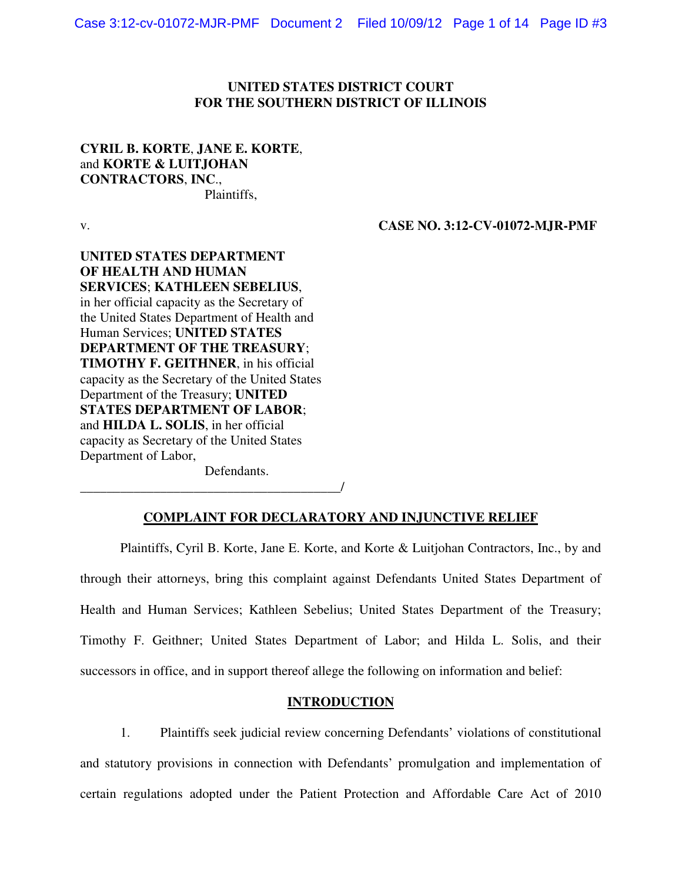**UNITED STATES DISTRICT COURT**
**FOR THE SOUTHERN DISTRICT OF ILLINOIS**

**CYRIL B. KORTE**, **JANE E. KORTE**, and **KORTE & LUITJOHAN CONTRACTORS**, **INC**.,

Plaintiffs,

v. **CASE NO. 3:12-CV-01072-MJR-PMF**

**UNITED STATES DEPARTMENT OF HEALTH AND HUMAN SERVICES**; **KATHLEEN SEBELIUS**, in her official capacity as the Secretary of the United States Department of Health and Human Services; **UNITED STATES DEPARTMENT OF THE TREASURY**; **TIMOTHY F. GEITHNER**, in his official capacity as the Secretary of the United States Department of the Treasury; **UNITED STATES DEPARTMENT OF LABOR**; and **HILDA L. SOLIS**, in her official capacity as Secretary of the United States Department of Labor,

Defendants.
_______________________________________/

## COMPLAINT FOR DECLARATORY AND INJUNCTIVE RELIEF

Plaintiffs, Cyril B. Korte, Jane E. Korte, and Korte & Luitjohan Contractors, Inc., by and through their attorneys, bring this complaint against Defendants United States Department of Health and Human Services; Kathleen Sebelius; United States Department of the Treasury; Timothy F. Geithner; United States Department of Labor; and Hilda L. Solis, and their successors in office, and in support thereof allege the following on information and belief:

## INTRODUCTION

1. Plaintiffs seek judicial review concerning Defendants' violations of constitutional and statutory provisions in connection with Defendants' promulgation and implementation of certain regulations adopted under the Patient Protection and Affordable Care Act of 2010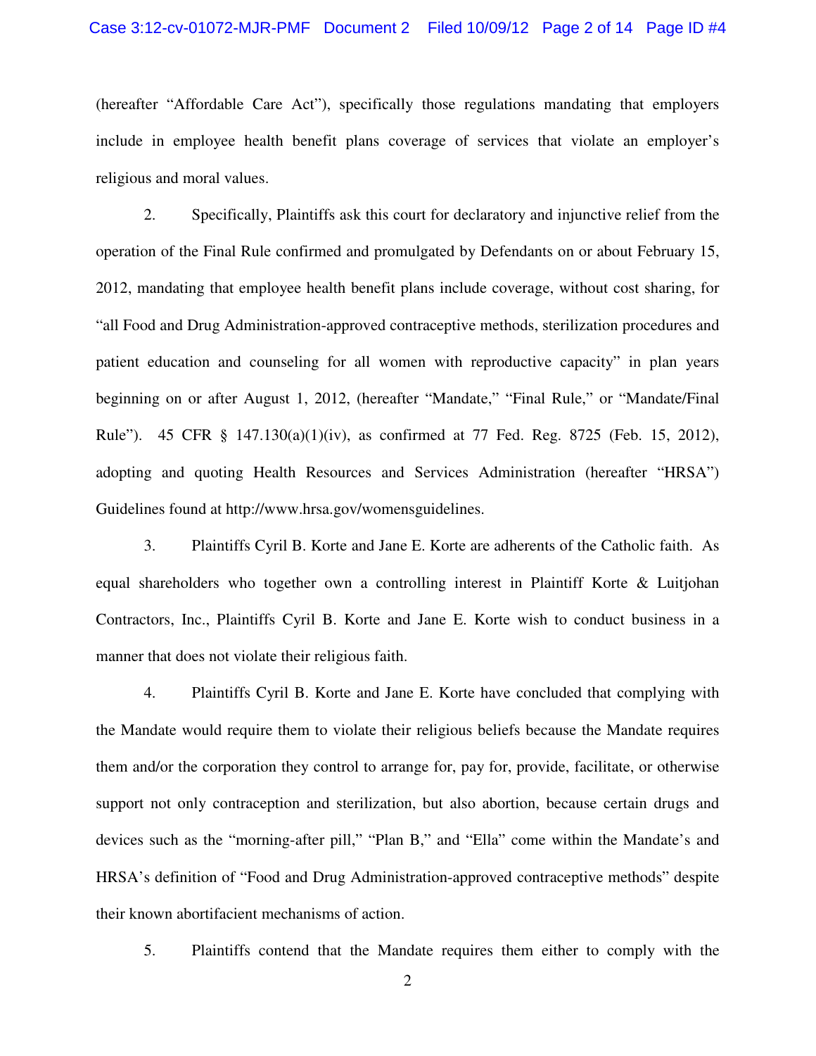(hereafter "Affordable Care Act"), specifically those regulations mandating that employers include in employee health benefit plans coverage of services that violate an employer's religious and moral values.

2. Specifically, Plaintiffs ask this court for declaratory and injunctive relief from the operation of the Final Rule confirmed and promulgated by Defendants on or about February 15, 2012, mandating that employee health benefit plans include coverage, without cost sharing, for "all Food and Drug Administration-approved contraceptive methods, sterilization procedures and patient education and counseling for all women with reproductive capacity" in plan years beginning on or after August 1, 2012, (hereafter "Mandate," "Final Rule," or "Mandate/Final Rule"). 45 CFR § 147.130(a)(1)(iv), as confirmed at 77 Fed. Reg. 8725 (Feb. 15, 2012), adopting and quoting Health Resources and Services Administration (hereafter "HRSA") Guidelines found at http://www.hrsa.gov/womensguidelines.

3. Plaintiffs Cyril B. Korte and Jane E. Korte are adherents of the Catholic faith. As equal shareholders who together own a controlling interest in Plaintiff Korte & Luitjohan Contractors, Inc., Plaintiffs Cyril B. Korte and Jane E. Korte wish to conduct business in a manner that does not violate their religious faith.

4. Plaintiffs Cyril B. Korte and Jane E. Korte have concluded that complying with the Mandate would require them to violate their religious beliefs because the Mandate requires them and/or the corporation they control to arrange for, pay for, provide, facilitate, or otherwise support not only contraception and sterilization, but also abortion, because certain drugs and devices such as the "morning-after pill," "Plan B," and "Ella" come within the Mandate's and HRSA's definition of "Food and Drug Administration-approved contraceptive methods" despite their known abortifacient mechanisms of action.

5. Plaintiffs contend that the Mandate requires them either to comply with the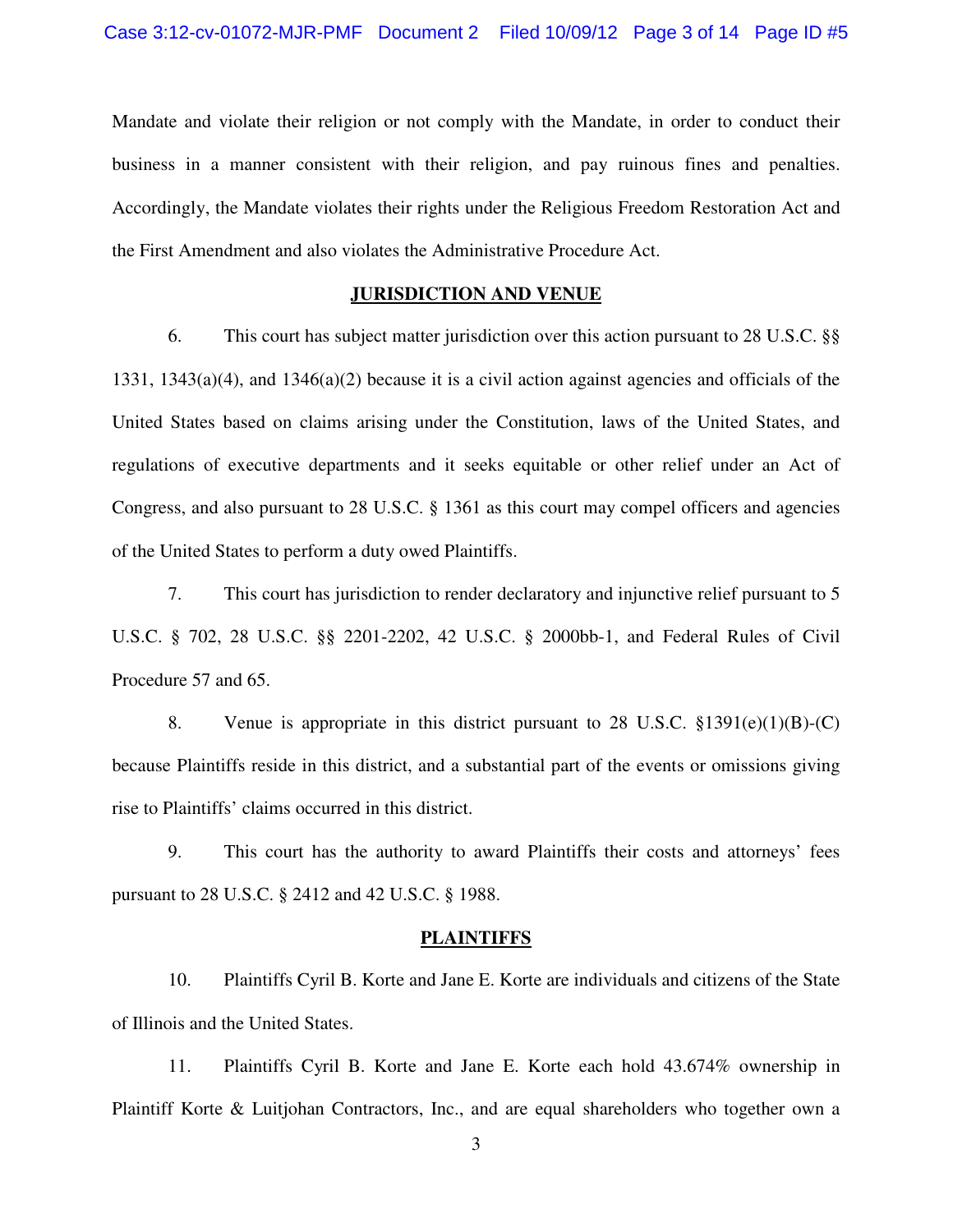Mandate and violate their religion or not comply with the Mandate, in order to conduct their business in a manner consistent with their religion, and pay ruinous fines and penalties. Accordingly, the Mandate violates their rights under the Religious Freedom Restoration Act and the First Amendment and also violates the Administrative Procedure Act.

## JURISDICTION AND VENUE

6. This court has subject matter jurisdiction over this action pursuant to 28 U.S.C. §§ 1331, 1343(a)(4), and 1346(a)(2) because it is a civil action against agencies and officials of the United States based on claims arising under the Constitution, laws of the United States, and regulations of executive departments and it seeks equitable or other relief under an Act of Congress, and also pursuant to 28 U.S.C. § 1361 as this court may compel officers and agencies of the United States to perform a duty owed Plaintiffs.

7. This court has jurisdiction to render declaratory and injunctive relief pursuant to 5 U.S.C. § 702, 28 U.S.C. §§ 2201-2202, 42 U.S.C. § 2000bb-1, and Federal Rules of Civil Procedure 57 and 65.

8. Venue is appropriate in this district pursuant to 28 U.S.C. §1391(e)(1)(B)-(C) because Plaintiffs reside in this district, and a substantial part of the events or omissions giving rise to Plaintiffs' claims occurred in this district.

9. This court has the authority to award Plaintiffs their costs and attorneys' fees pursuant to 28 U.S.C. § 2412 and 42 U.S.C. § 1988.

## PLAINTIFFS

10. Plaintiffs Cyril B. Korte and Jane E. Korte are individuals and citizens of the State of Illinois and the United States.

11. Plaintiffs Cyril B. Korte and Jane E. Korte each hold 43.674% ownership in Plaintiff Korte & Luitjohan Contractors, Inc., and are equal shareholders who together own a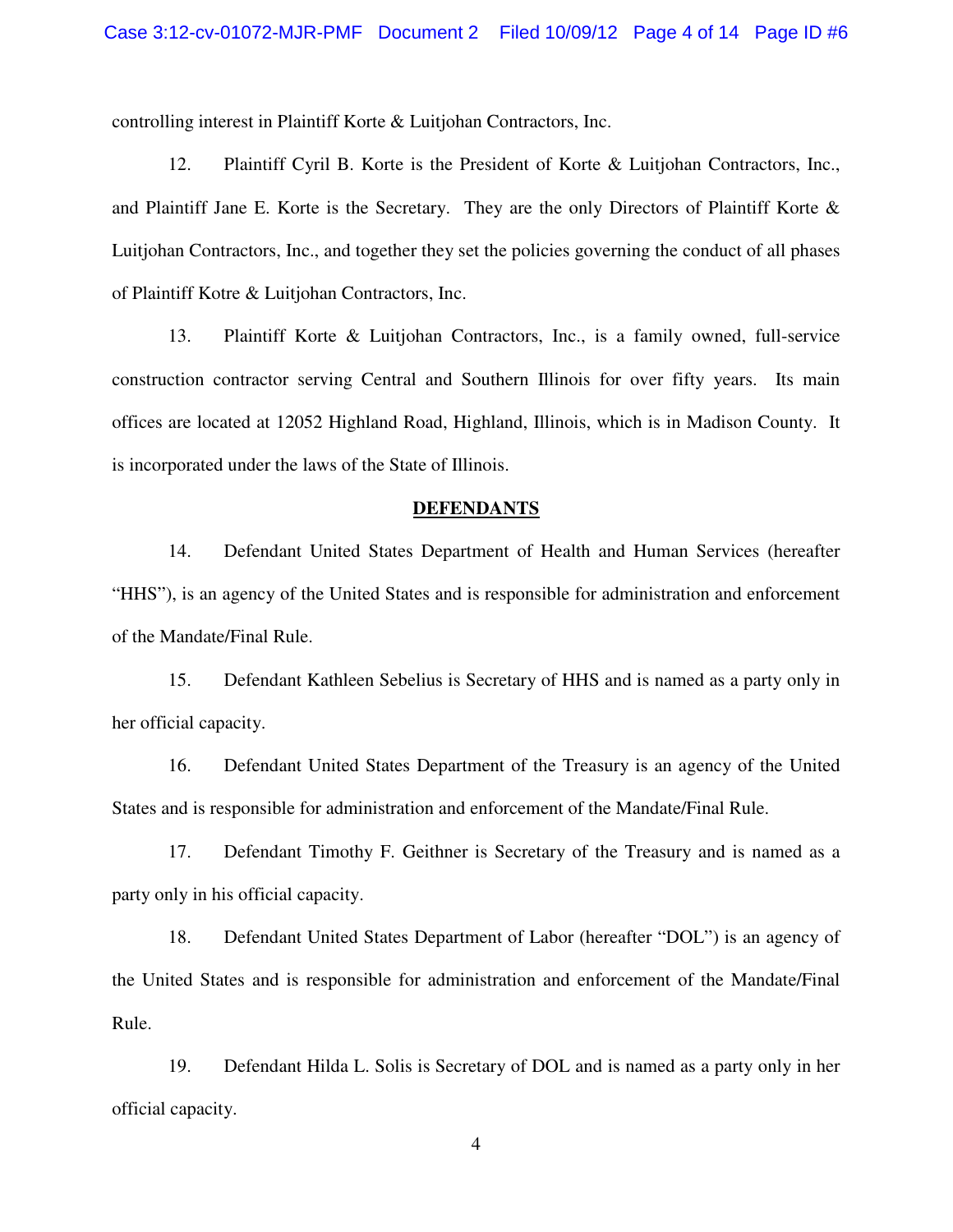controlling interest in Plaintiff Korte & Luitjohan Contractors, Inc.

12. Plaintiff Cyril B. Korte is the President of Korte & Luitjohan Contractors, Inc., and Plaintiff Jane E. Korte is the Secretary. They are the only Directors of Plaintiff Korte & Luitjohan Contractors, Inc., and together they set the policies governing the conduct of all phases of Plaintiff Kotre & Luitjohan Contractors, Inc.

13. Plaintiff Korte & Luitjohan Contractors, Inc., is a family owned, full-service construction contractor serving Central and Southern Illinois for over fifty years. Its main offices are located at 12052 Highland Road, Highland, Illinois, which is in Madison County. It is incorporated under the laws of the State of Illinois.

## DEFENDANTS

14. Defendant United States Department of Health and Human Services (hereafter "HHS"), is an agency of the United States and is responsible for administration and enforcement of the Mandate/Final Rule.

15. Defendant Kathleen Sebelius is Secretary of HHS and is named as a party only in her official capacity.

16. Defendant United States Department of the Treasury is an agency of the United States and is responsible for administration and enforcement of the Mandate/Final Rule.

17. Defendant Timothy F. Geithner is Secretary of the Treasury and is named as a party only in his official capacity.

18. Defendant United States Department of Labor (hereafter "DOL") is an agency of the United States and is responsible for administration and enforcement of the Mandate/Final Rule.

19. Defendant Hilda L. Solis is Secretary of DOL and is named as a party only in her official capacity.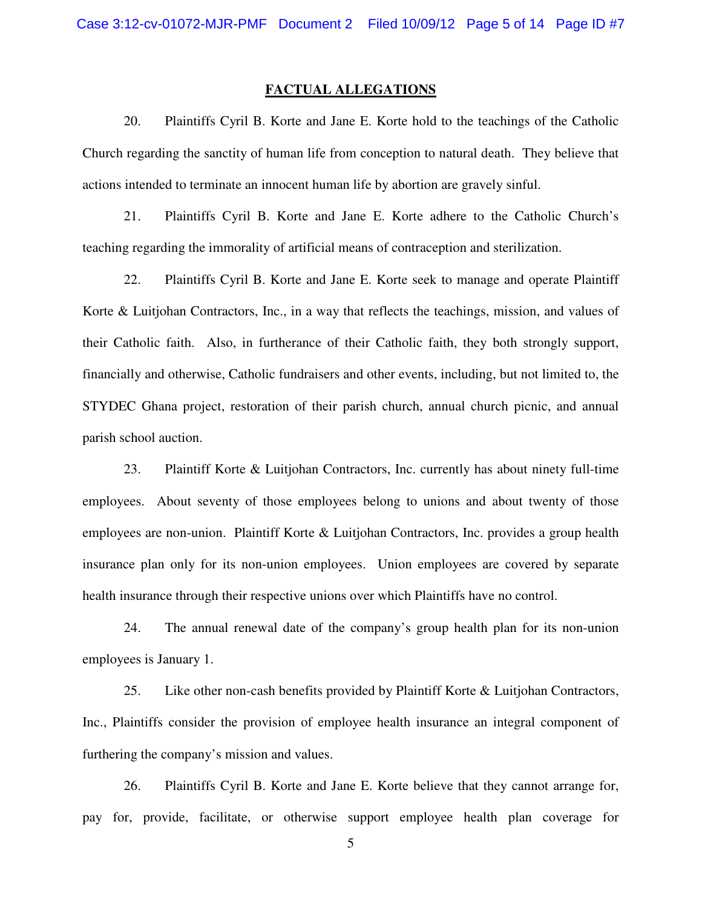## FACTUAL ALLEGATIONS

20. Plaintiffs Cyril B. Korte and Jane E. Korte hold to the teachings of the Catholic Church regarding the sanctity of human life from conception to natural death. They believe that actions intended to terminate an innocent human life by abortion are gravely sinful.

21. Plaintiffs Cyril B. Korte and Jane E. Korte adhere to the Catholic Church's teaching regarding the immorality of artificial means of contraception and sterilization.

22. Plaintiffs Cyril B. Korte and Jane E. Korte seek to manage and operate Plaintiff Korte & Luitjohan Contractors, Inc., in a way that reflects the teachings, mission, and values of their Catholic faith. Also, in furtherance of their Catholic faith, they both strongly support, financially and otherwise, Catholic fundraisers and other events, including, but not limited to, the STYDEC Ghana project, restoration of their parish church, annual church picnic, and annual parish school auction.

23. Plaintiff Korte & Luitjohan Contractors, Inc. currently has about ninety full-time employees. About seventy of those employees belong to unions and about twenty of those employees are non-union. Plaintiff Korte & Luitjohan Contractors, Inc. provides a group health insurance plan only for its non-union employees. Union employees are covered by separate health insurance through their respective unions over which Plaintiffs have no control.

24. The annual renewal date of the company's group health plan for its non-union employees is January 1.

25. Like other non-cash benefits provided by Plaintiff Korte & Luitjohan Contractors, Inc., Plaintiffs consider the provision of employee health insurance an integral component of furthering the company's mission and values.

26. Plaintiffs Cyril B. Korte and Jane E. Korte believe that they cannot arrange for, pay for, provide, facilitate, or otherwise support employee health plan coverage for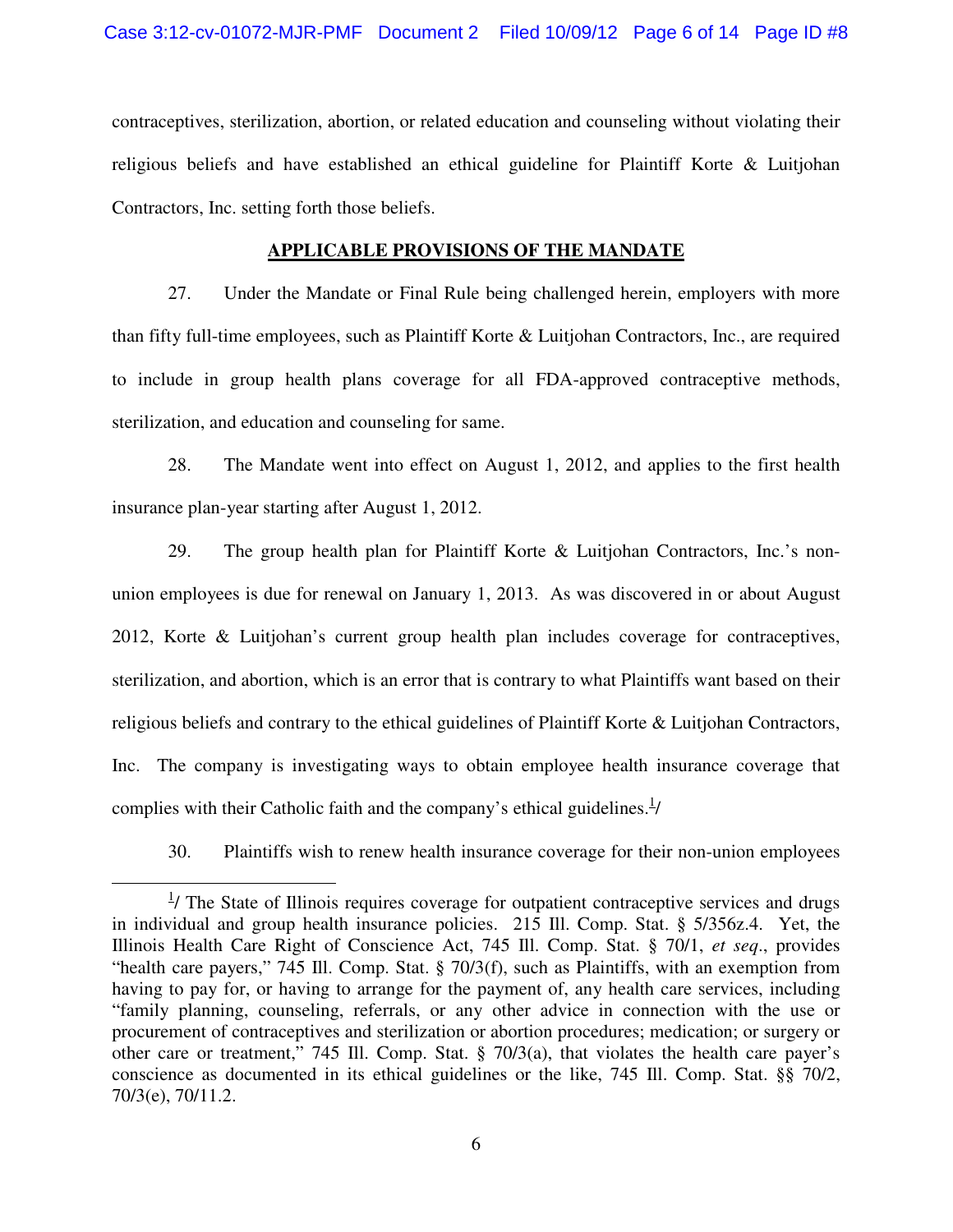contraceptives, sterilization, abortion, or related education and counseling without violating their religious beliefs and have established an ethical guideline for Plaintiff Korte & Luitjohan Contractors, Inc. setting forth those beliefs.

## APPLICABLE PROVISIONS OF THE MANDATE

27. Under the Mandate or Final Rule being challenged herein, employers with more than fifty full-time employees, such as Plaintiff Korte & Luitjohan Contractors, Inc., are required to include in group health plans coverage for all FDA-approved contraceptive methods, sterilization, and education and counseling for same.

28. The Mandate went into effect on August 1, 2012, and applies to the first health insurance plan-year starting after August 1, 2012.

29. The group health plan for Plaintiff Korte & Luitjohan Contractors, Inc.'s non-union employees is due for renewal on January 1, 2013. As was discovered in or about August 2012, Korte & Luitjohan's current group health plan includes coverage for contraceptives, sterilization, and abortion, which is an error that is contrary to what Plaintiffs want based on their religious beliefs and contrary to the ethical guidelines of Plaintiff Korte & Luitjohan Contractors, Inc. The company is investigating ways to obtain employee health insurance coverage that complies with their Catholic faith and the company's ethical guidelines.[1]/

30. Plaintiffs wish to renew health insurance coverage for their non-union employees

---

[1]/ The State of Illinois requires coverage for outpatient contraceptive services and drugs in individual and group health insurance policies. 215 Ill. Comp. Stat. § 5/356z.4. Yet, the Illinois Health Care Right of Conscience Act, 745 Ill. Comp. Stat. § 70/1, *et seq*., provides "health care payers," 745 Ill. Comp. Stat. § 70/3(f), such as Plaintiffs, with an exemption from having to pay for, or having to arrange for the payment of, any health care services, including "family planning, counseling, referrals, or any other advice in connection with the use or procurement of contraceptives and sterilization or abortion procedures; medication; or surgery or other care or treatment," 745 Ill. Comp. Stat. § 70/3(a), that violates the health care payer's conscience as documented in its ethical guidelines or the like, 745 Ill. Comp. Stat. §§ 70/2, 70/3(e), 70/11.2.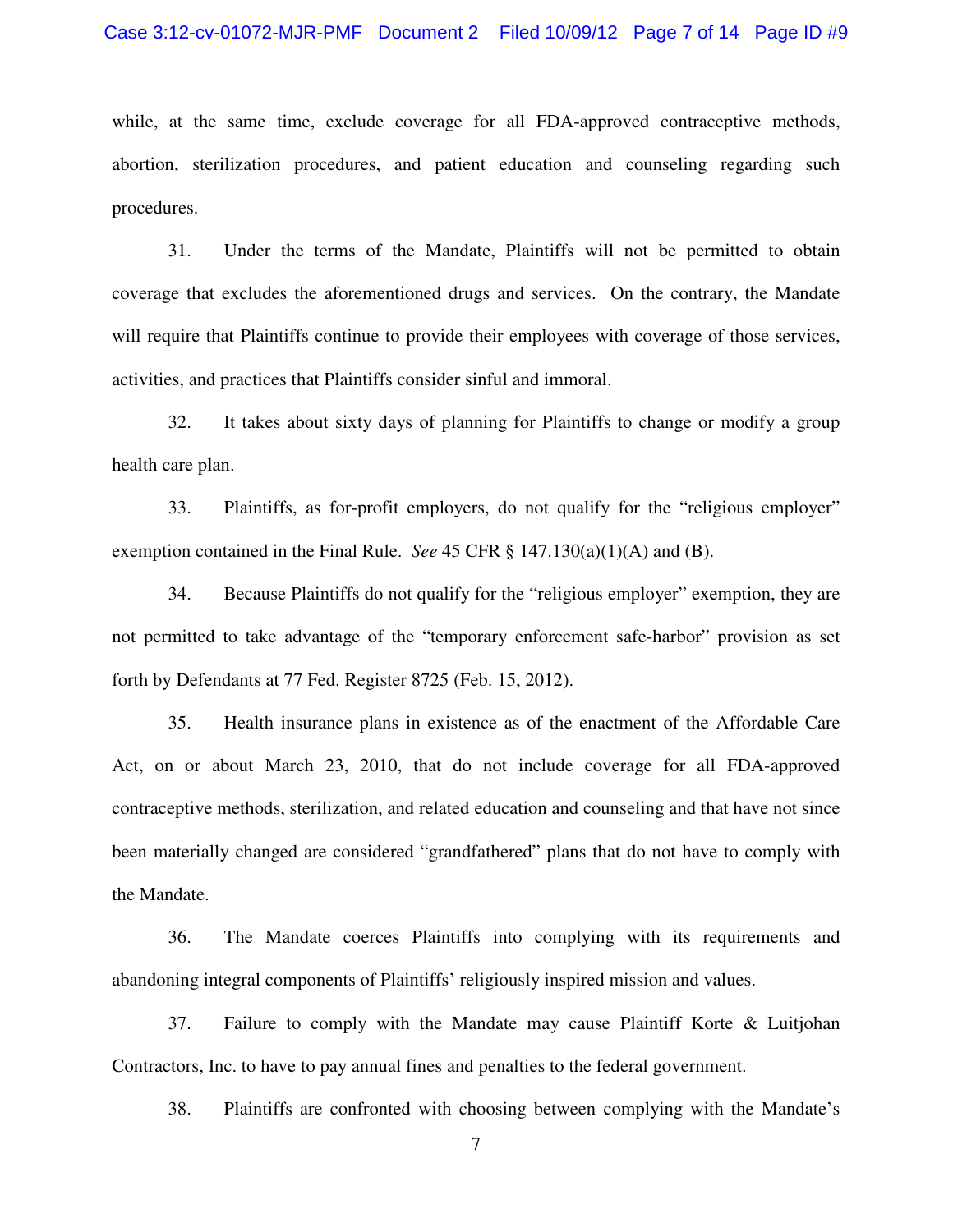while, at the same time, exclude coverage for all FDA-approved contraceptive methods, abortion, sterilization procedures, and patient education and counseling regarding such procedures.

31. Under the terms of the Mandate, Plaintiffs will not be permitted to obtain coverage that excludes the aforementioned drugs and services. On the contrary, the Mandate will require that Plaintiffs continue to provide their employees with coverage of those services, activities, and practices that Plaintiffs consider sinful and immoral.

32. It takes about sixty days of planning for Plaintiffs to change or modify a group health care plan.

33. Plaintiffs, as for-profit employers, do not qualify for the "religious employer" exemption contained in the Final Rule. *See* 45 CFR § 147.130(a)(1)(A) and (B).

34. Because Plaintiffs do not qualify for the "religious employer" exemption, they are not permitted to take advantage of the "temporary enforcement safe-harbor" provision as set forth by Defendants at 77 Fed. Register 8725 (Feb. 15, 2012).

35. Health insurance plans in existence as of the enactment of the Affordable Care Act, on or about March 23, 2010, that do not include coverage for all FDA-approved contraceptive methods, sterilization, and related education and counseling and that have not since been materially changed are considered "grandfathered" plans that do not have to comply with the Mandate.

36. The Mandate coerces Plaintiffs into complying with its requirements and abandoning integral components of Plaintiffs' religiously inspired mission and values.

37. Failure to comply with the Mandate may cause Plaintiff Korte & Luitjohan Contractors, Inc. to have to pay annual fines and penalties to the federal government.

38. Plaintiffs are confronted with choosing between complying with the Mandate's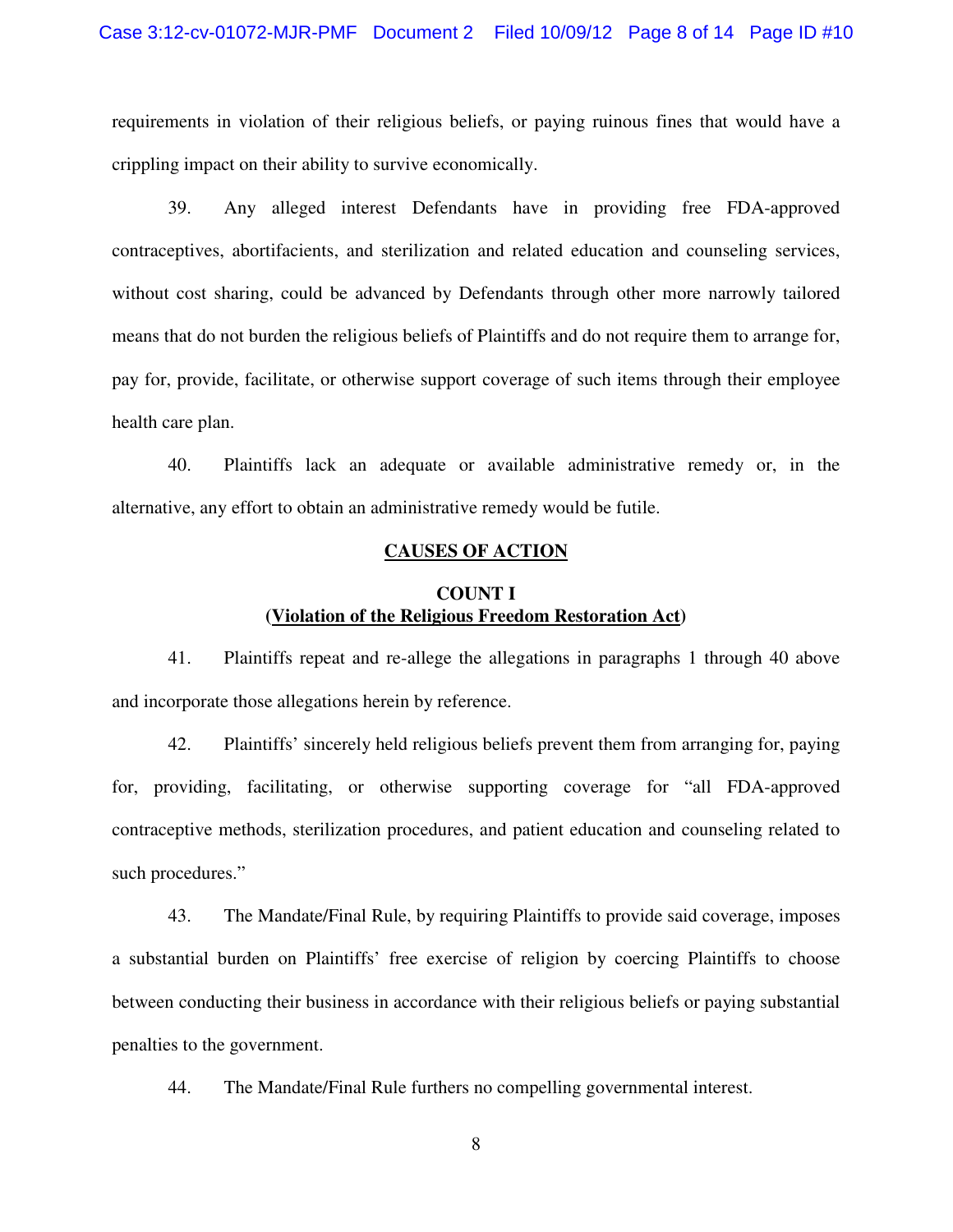requirements in violation of their religious beliefs, or paying ruinous fines that would have a crippling impact on their ability to survive economically.

39. Any alleged interest Defendants have in providing free FDA-approved contraceptives, abortifacients, and sterilization and related education and counseling services, without cost sharing, could be advanced by Defendants through other more narrowly tailored means that do not burden the religious beliefs of Plaintiffs and do not require them to arrange for, pay for, provide, facilitate, or otherwise support coverage of such items through their employee health care plan.

40. Plaintiffs lack an adequate or available administrative remedy or, in the alternative, any effort to obtain an administrative remedy would be futile.

## CAUSES OF ACTION

### COUNT I
### (Violation of the Religious Freedom Restoration Act)

41. Plaintiffs repeat and re-allege the allegations in paragraphs 1 through 40 above and incorporate those allegations herein by reference.

42. Plaintiffs' sincerely held religious beliefs prevent them from arranging for, paying for, providing, facilitating, or otherwise supporting coverage for "all FDA-approved contraceptive methods, sterilization procedures, and patient education and counseling related to such procedures."

43. The Mandate/Final Rule, by requiring Plaintiffs to provide said coverage, imposes a substantial burden on Plaintiffs' free exercise of religion by coercing Plaintiffs to choose between conducting their business in accordance with their religious beliefs or paying substantial penalties to the government.

44. The Mandate/Final Rule furthers no compelling governmental interest.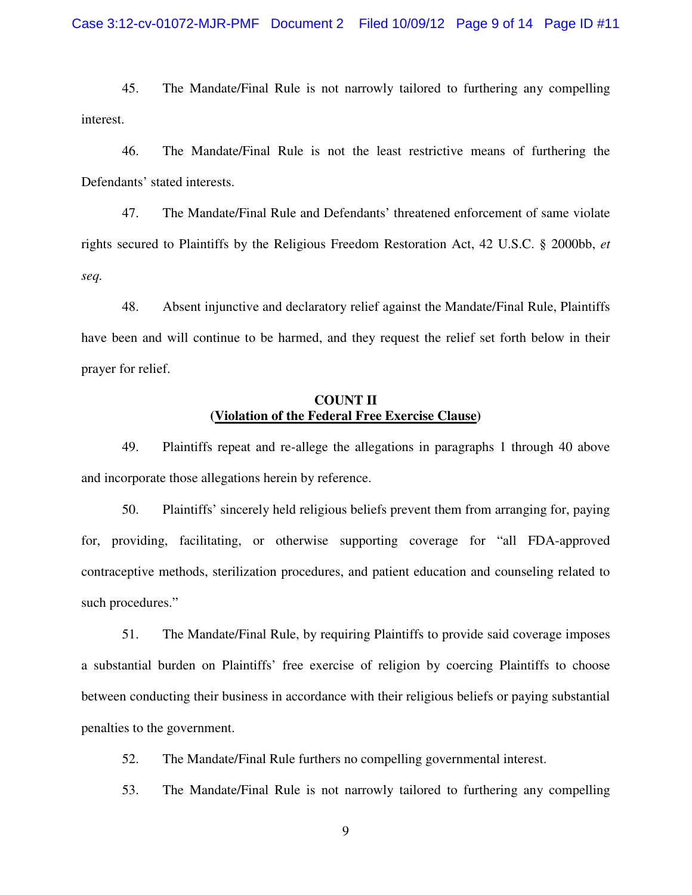45. The Mandate/Final Rule is not narrowly tailored to furthering any compelling interest.

46. The Mandate/Final Rule is not the least restrictive means of furthering the Defendants' stated interests.

47. The Mandate/Final Rule and Defendants' threatened enforcement of same violate rights secured to Plaintiffs by the Religious Freedom Restoration Act, 42 U.S.C. § 2000bb, *et seq.*

48. Absent injunctive and declaratory relief against the Mandate/Final Rule, Plaintiffs have been and will continue to be harmed, and they request the relief set forth below in their prayer for relief.

**COUNT II**
**(Violation of the Federal Free Exercise Clause)**

49. Plaintiffs repeat and re-allege the allegations in paragraphs 1 through 40 above and incorporate those allegations herein by reference.

50. Plaintiffs' sincerely held religious beliefs prevent them from arranging for, paying for, providing, facilitating, or otherwise supporting coverage for "all FDA-approved contraceptive methods, sterilization procedures, and patient education and counseling related to such procedures."

51. The Mandate/Final Rule, by requiring Plaintiffs to provide said coverage imposes a substantial burden on Plaintiffs' free exercise of religion by coercing Plaintiffs to choose between conducting their business in accordance with their religious beliefs or paying substantial penalties to the government.

52. The Mandate/Final Rule furthers no compelling governmental interest.

53. The Mandate/Final Rule is not narrowly tailored to furthering any compelling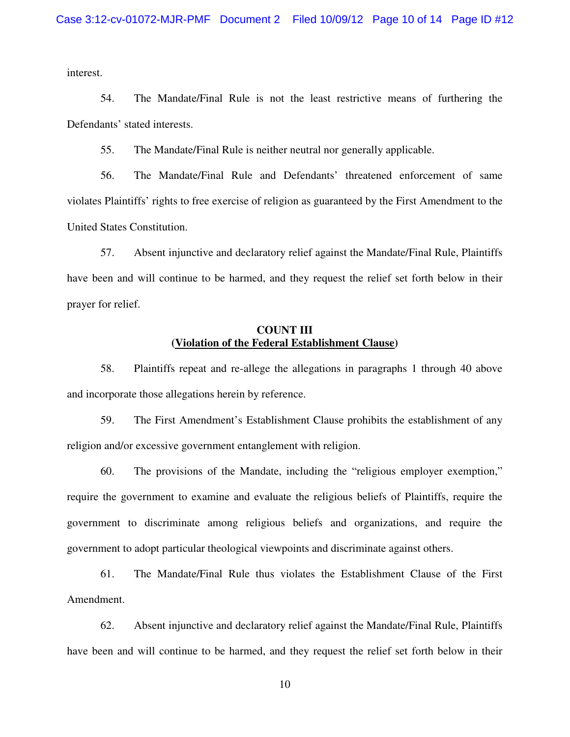interest.

54. The Mandate/Final Rule is not the least restrictive means of furthering the Defendants' stated interests.

55. The Mandate/Final Rule is neither neutral nor generally applicable.

56. The Mandate/Final Rule and Defendants' threatened enforcement of same violates Plaintiffs' rights to free exercise of religion as guaranteed by the First Amendment to the United States Constitution.

57. Absent injunctive and declaratory relief against the Mandate/Final Rule, Plaintiffs have been and will continue to be harmed, and they request the relief set forth below in their prayer for relief.

**COUNT III**
**(<u>Violation of the Federal Establishment Clause</u>)**

58. Plaintiffs repeat and re-allege the allegations in paragraphs 1 through 40 above and incorporate those allegations herein by reference.

59. The First Amendment's Establishment Clause prohibits the establishment of any religion and/or excessive government entanglement with religion.

60. The provisions of the Mandate, including the "religious employer exemption," require the government to examine and evaluate the religious beliefs of Plaintiffs, require the government to discriminate among religious beliefs and organizations, and require the government to adopt particular theological viewpoints and discriminate against others.

61. The Mandate/Final Rule thus violates the Establishment Clause of the First Amendment.

62. Absent injunctive and declaratory relief against the Mandate/Final Rule, Plaintiffs have been and will continue to be harmed, and they request the relief set forth below in their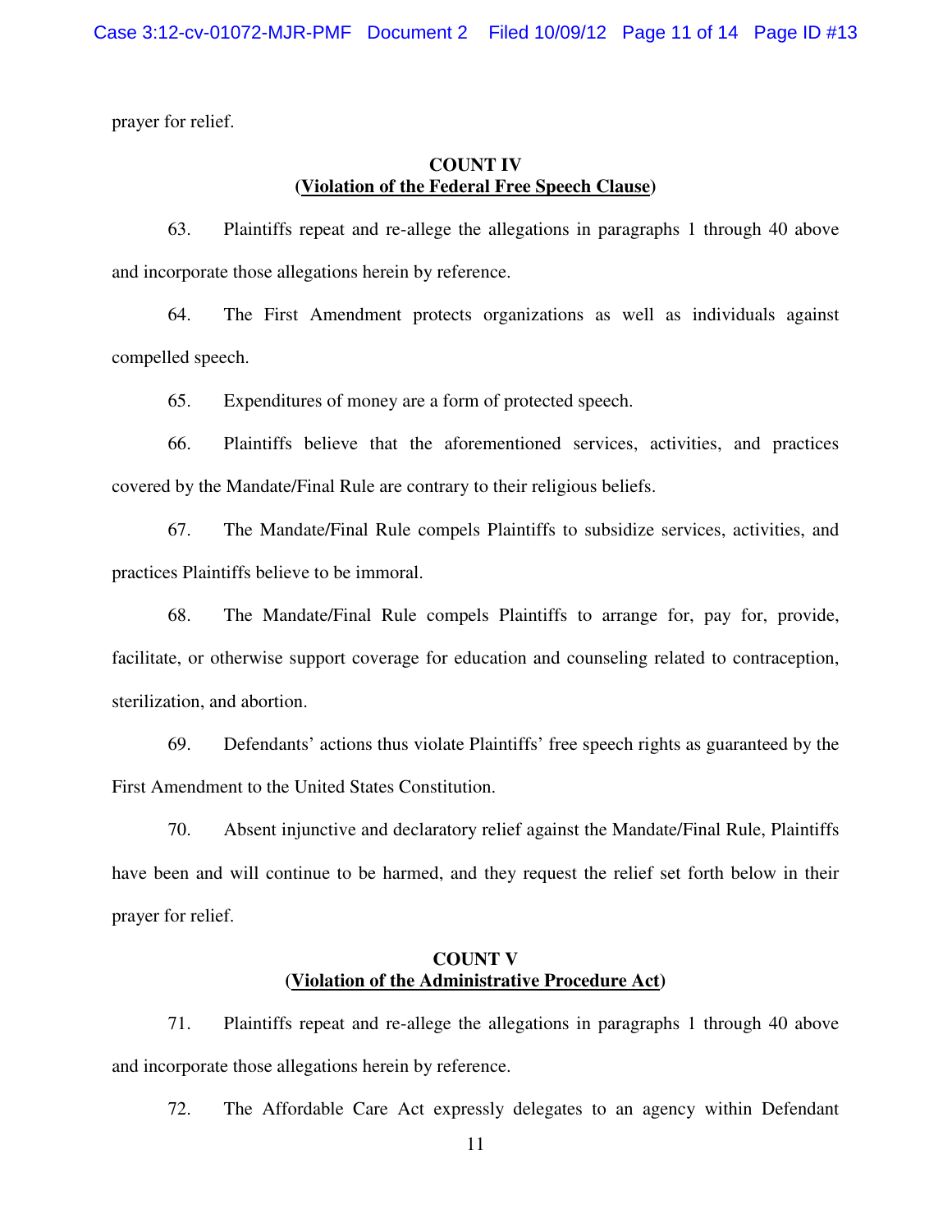prayer for relief.

**COUNT IV**
**(Violation of the Federal Free Speech Clause)**

63. Plaintiffs repeat and re-allege the allegations in paragraphs 1 through 40 above and incorporate those allegations herein by reference.

64. The First Amendment protects organizations as well as individuals against compelled speech.

65. Expenditures of money are a form of protected speech.

66. Plaintiffs believe that the aforementioned services, activities, and practices covered by the Mandate/Final Rule are contrary to their religious beliefs.

67. The Mandate/Final Rule compels Plaintiffs to subsidize services, activities, and practices Plaintiffs believe to be immoral.

68. The Mandate/Final Rule compels Plaintiffs to arrange for, pay for, provide, facilitate, or otherwise support coverage for education and counseling related to contraception, sterilization, and abortion.

69. Defendants' actions thus violate Plaintiffs' free speech rights as guaranteed by the First Amendment to the United States Constitution.

70. Absent injunctive and declaratory relief against the Mandate/Final Rule, Plaintiffs have been and will continue to be harmed, and they request the relief set forth below in their prayer for relief.

**COUNT V**
**(Violation of the Administrative Procedure Act)**

71. Plaintiffs repeat and re-allege the allegations in paragraphs 1 through 40 above and incorporate those allegations herein by reference.

72. The Affordable Care Act expressly delegates to an agency within Defendant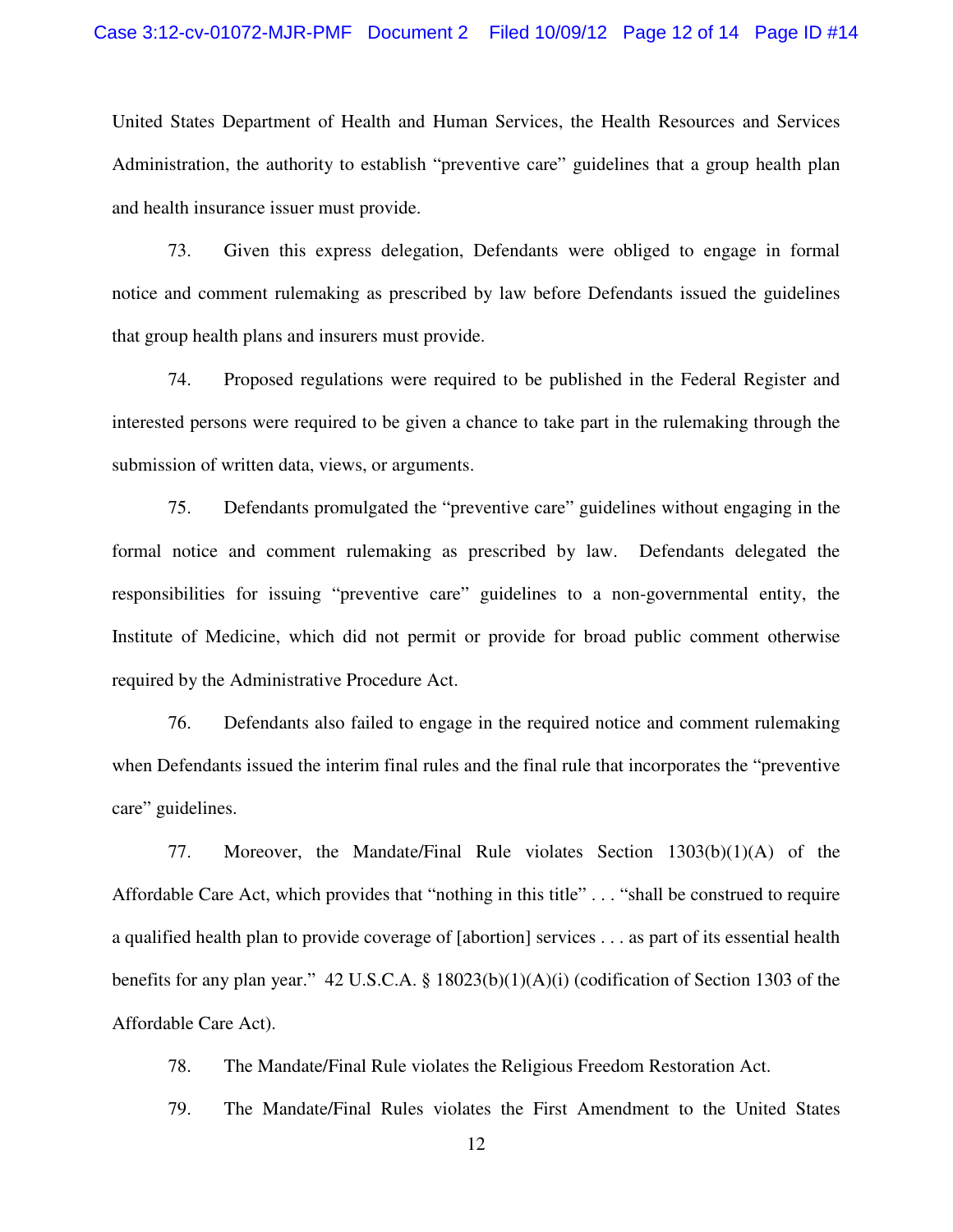United States Department of Health and Human Services, the Health Resources and Services Administration, the authority to establish "preventive care" guidelines that a group health plan and health insurance issuer must provide.

73. Given this express delegation, Defendants were obliged to engage in formal notice and comment rulemaking as prescribed by law before Defendants issued the guidelines that group health plans and insurers must provide.

74. Proposed regulations were required to be published in the Federal Register and interested persons were required to be given a chance to take part in the rulemaking through the submission of written data, views, or arguments.

75. Defendants promulgated the "preventive care" guidelines without engaging in the formal notice and comment rulemaking as prescribed by law. Defendants delegated the responsibilities for issuing "preventive care" guidelines to a non-governmental entity, the Institute of Medicine, which did not permit or provide for broad public comment otherwise required by the Administrative Procedure Act.

76. Defendants also failed to engage in the required notice and comment rulemaking when Defendants issued the interim final rules and the final rule that incorporates the "preventive care" guidelines.

77. Moreover, the Mandate/Final Rule violates Section 1303(b)(1)(A) of the Affordable Care Act, which provides that "nothing in this title" . . . "shall be construed to require a qualified health plan to provide coverage of [abortion] services . . . as part of its essential health benefits for any plan year." 42 U.S.C.A. § 18023(b)(1)(A)(i) (codification of Section 1303 of the Affordable Care Act).

78. The Mandate/Final Rule violates the Religious Freedom Restoration Act.

79. The Mandate/Final Rules violates the First Amendment to the United States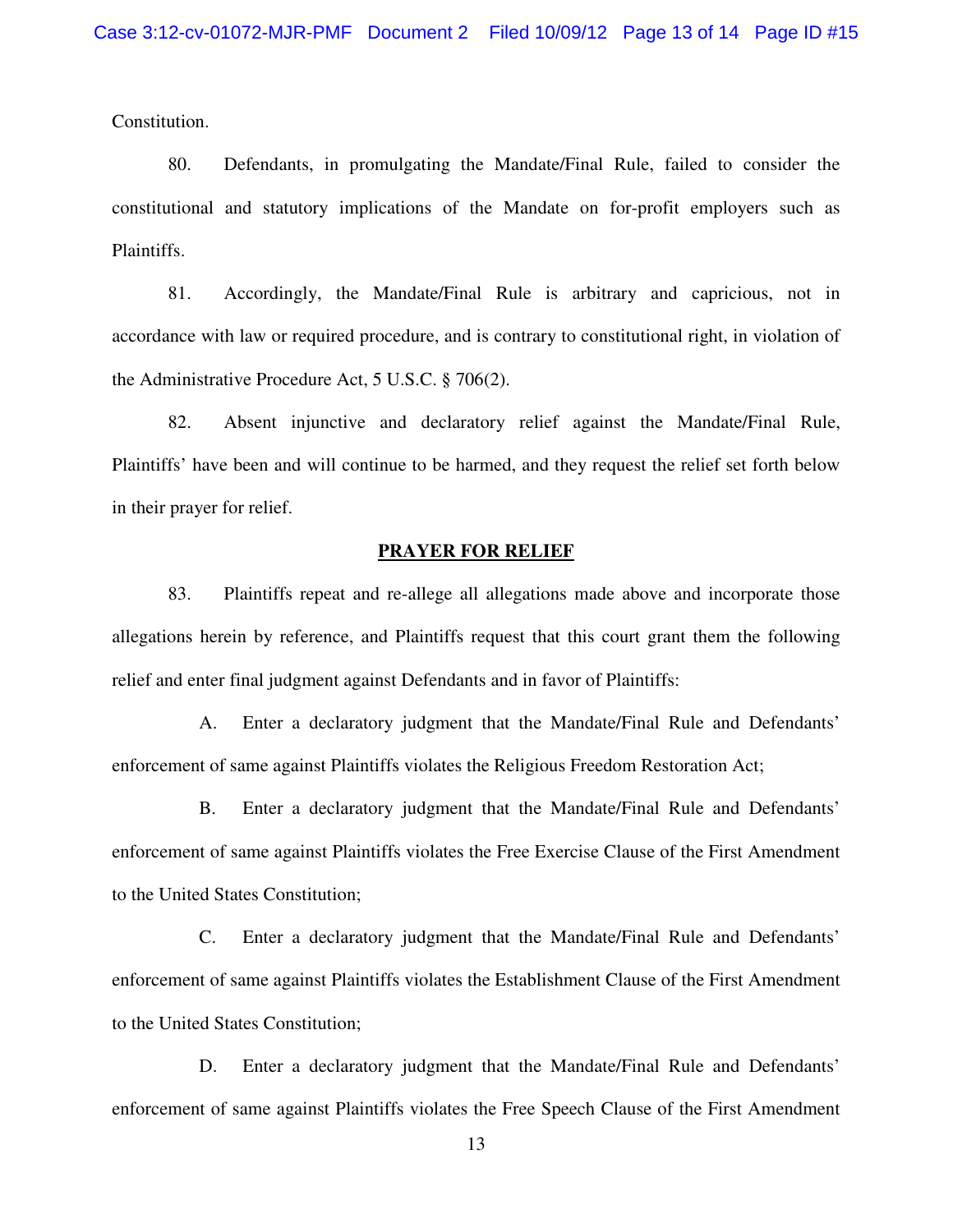Constitution.

80. Defendants, in promulgating the Mandate/Final Rule, failed to consider the constitutional and statutory implications of the Mandate on for-profit employers such as Plaintiffs.

81. Accordingly, the Mandate/Final Rule is arbitrary and capricious, not in accordance with law or required procedure, and is contrary to constitutional right, in violation of the Administrative Procedure Act, 5 U.S.C. § 706(2).

82. Absent injunctive and declaratory relief against the Mandate/Final Rule, Plaintiffs' have been and will continue to be harmed, and they request the relief set forth below in their prayer for relief.

## PRAYER FOR RELIEF

83. Plaintiffs repeat and re-allege all allegations made above and incorporate those allegations herein by reference, and Plaintiffs request that this court grant them the following relief and enter final judgment against Defendants and in favor of Plaintiffs:

A. Enter a declaratory judgment that the Mandate/Final Rule and Defendants' enforcement of same against Plaintiffs violates the Religious Freedom Restoration Act;

B. Enter a declaratory judgment that the Mandate/Final Rule and Defendants' enforcement of same against Plaintiffs violates the Free Exercise Clause of the First Amendment to the United States Constitution;

C. Enter a declaratory judgment that the Mandate/Final Rule and Defendants' enforcement of same against Plaintiffs violates the Establishment Clause of the First Amendment to the United States Constitution;

D. Enter a declaratory judgment that the Mandate/Final Rule and Defendants' enforcement of same against Plaintiffs violates the Free Speech Clause of the First Amendment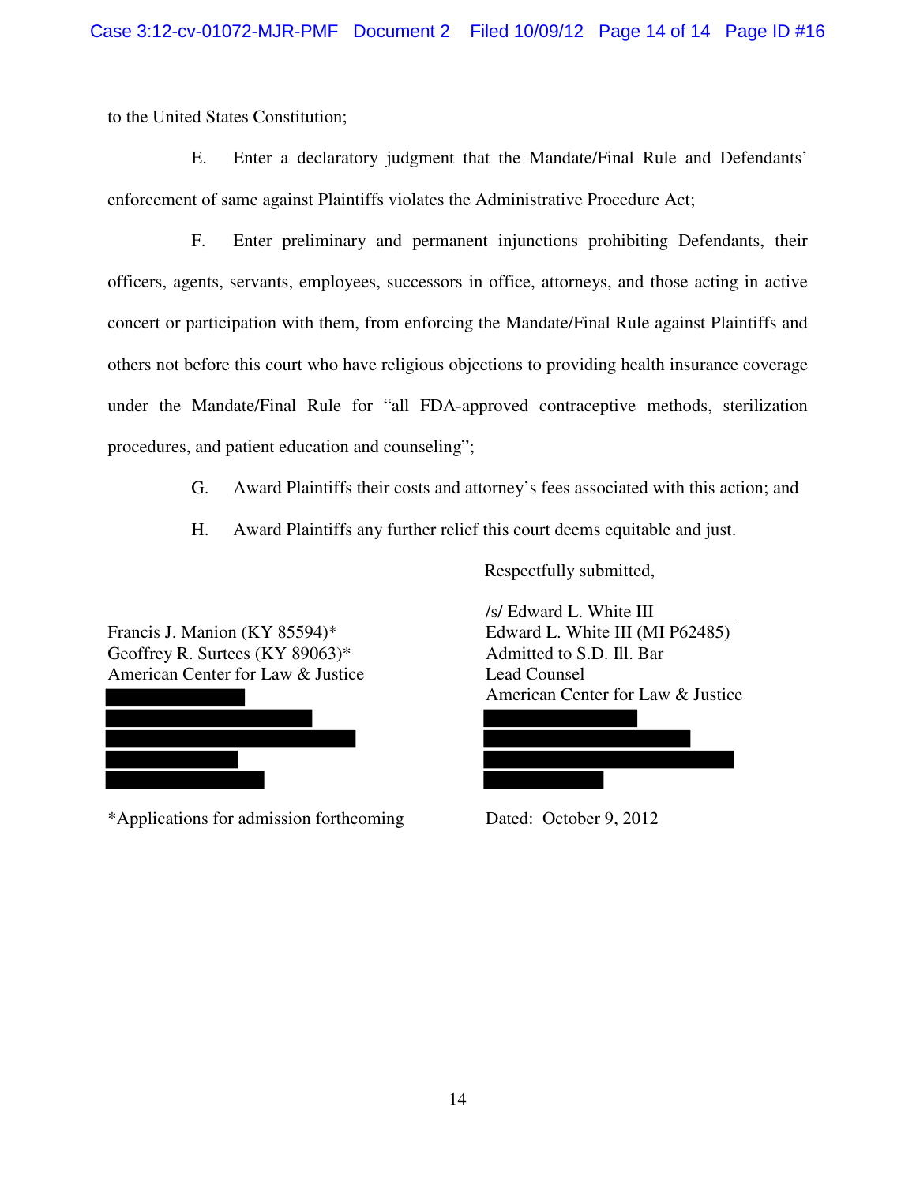to the United States Constitution;

E. Enter a declaratory judgment that the Mandate/Final Rule and Defendants' enforcement of same against Plaintiffs violates the Administrative Procedure Act;

F. Enter preliminary and permanent injunctions prohibiting Defendants, their officers, agents, servants, employees, successors in office, attorneys, and those acting in active concert or participation with them, from enforcing the Mandate/Final Rule against Plaintiffs and others not before this court who have religious objections to providing health insurance coverage under the Mandate/Final Rule for "all FDA-approved contraceptive methods, sterilization procedures, and patient education and counseling";

G. Award Plaintiffs their costs and attorney's fees associated with this action; and

H. Award Plaintiffs any further relief this court deems equitable and just.

Respectfully submitted,

/s/ Edward L. White III
Edward L. White III (MI P62485)
Admitted to S.D. Ill. Bar
Lead Counsel
American Center for Law & Justice

Dated: October 9, 2012

Francis J. Manion (KY 85594)*
Geoffrey R. Surtees (KY 89063)*
American Center for Law & Justice

*Applications for admission forthcoming